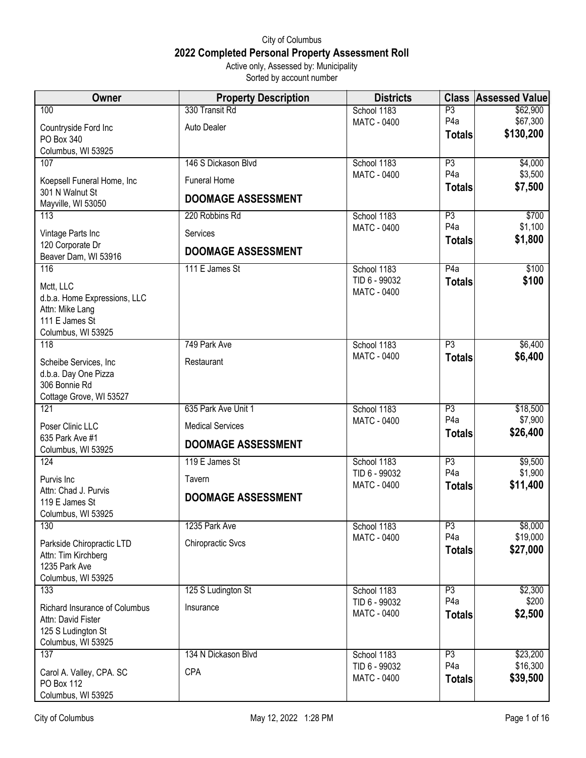City of Columbus

# 2022 Completed Personal Property Assessment Roll

Active only, Assessed by: Municipality

Sorted by account number

| Owner | Property Description | Districts | Class | Assessed Value |
|---|---|---|---|---|
| 100<br>Countryside Ford Inc<br>PO Box 340<br>Columbus, WI 53925 | 330 Transit Rd<br>Auto Dealer | School 1183<br>MATC - 0400 | P3<br>P4a<br>**Totals** | $62,900<br>$67,300<br>**$130,200** |
| 107<br>Koepsell Funeral Home, Inc<br>301 N Walnut St<br>Mayville, WI 53050 | 146 S Dickason Blvd<br>Funeral Home<br>**DOOMAGE ASSESSMENT** | School 1183<br>MATC - 0400 | P3<br>P4a<br>**Totals** | $4,000<br>$3,500<br>**$7,500** |
| 113<br>Vintage Parts Inc<br>120 Corporate Dr<br>Beaver Dam, WI 53916 | 220 Robbins Rd<br>Services<br>**DOOMAGE ASSESSMENT** | School 1183<br>MATC - 0400 | P3<br>P4a<br>**Totals** | $700<br>$1,100<br>**$1,800** |
| 116<br>Mctt, LLC<br>d.b.a. Home Expressions, LLC<br>Attn: Mike Lang<br>111 E James St<br>Columbus, WI 53925 | 111 E James St | School 1183<br>TID 6 - 99032<br>MATC - 0400 | P4a<br>**Totals** | $100<br>**$100** |
| 118<br>Scheibe Services, Inc<br>d.b.a. Day One Pizza<br>306 Bonnie Rd<br>Cottage Grove, WI 53527 | 749 Park Ave<br>Restaurant | School 1183<br>MATC - 0400 | P3<br>**Totals** | $6,400<br>**$6,400** |
| 121<br>Poser Clinic LLC<br>635 Park Ave #1<br>Columbus, WI 53925 | 635 Park Ave Unit 1<br>Medical Services<br>**DOOMAGE ASSESSMENT** | School 1183<br>MATC - 0400 | P3<br>P4a<br>**Totals** | $18,500<br>$7,900<br>**$26,400** |
| 124<br>Purvis Inc<br>Attn: Chad J. Purvis<br>119 E James St<br>Columbus, WI 53925 | 119 E James St<br>Tavern<br>**DOOMAGE ASSESSMENT** | School 1183<br>TID 6 - 99032<br>MATC - 0400 | P3<br>P4a<br>**Totals** | $9,500<br>$1,900<br>**$11,400** |
| 130<br>Parkside Chiropractic LTD<br>Attn: Tim Kirchberg<br>1235 Park Ave<br>Columbus, WI 53925 | 1235 Park Ave<br>Chiropractic Svcs | School 1183<br>MATC - 0400 | P3<br>P4a<br>**Totals** | $8,000<br>$19,000<br>**$27,000** |
| 133<br>Richard Insurance of Columbus<br>Attn: David Fister<br>125 S Ludington St<br>Columbus, WI 53925 | 125 S Ludington St<br>Insurance | School 1183<br>TID 6 - 99032<br>MATC - 0400 | P3<br>P4a<br>**Totals** | $2,300<br>$200<br>**$2,500** |
| 137<br>Carol A. Valley, CPA. SC<br>PO Box 112<br>Columbus, WI 53925 | 134 N Dickason Blvd<br>CPA | School 1183<br>TID 6 - 99032<br>MATC - 0400 | P3<br>P4a<br>**Totals** | $23,200<br>$16,300<br>**$39,500** |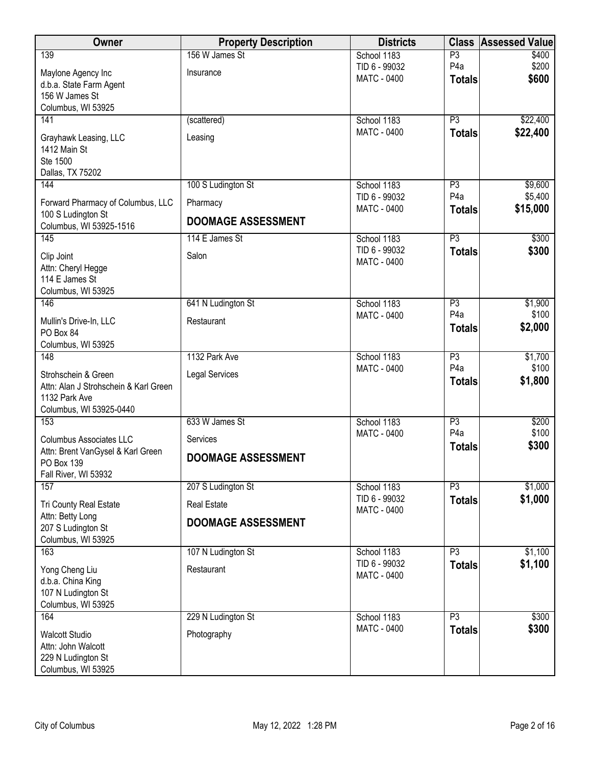| Owner | Property Description | Districts | Class | Assessed Value |
|---|---|---|---|---|
| 139<br>Maylone Agency Inc<br>d.b.a. State Farm Agent<br>156 W James St<br>Columbus, WI 53925 | 156 W James St<br>Insurance | School 1183<br>TID 6 - 99032<br>MATC - 0400 | P3<br>P4a<br>**Totals** | $400<br>$200<br>**$600** |
| 141<br>Grayhawk Leasing, LLC<br>1412 Main St<br>Ste 1500<br>Dallas, TX 75202 | (scattered)<br>Leasing | School 1183<br>MATC - 0400 | P3<br>**Totals** | $22,400<br>**$22,400** |
| 144<br>Forward Pharmacy of Columbus, LLC<br>100 S Ludington St<br>Columbus, WI 53925-1516 | 100 S Ludington St<br>Pharmacy<br>**DOOMAGE ASSESSMENT** | School 1183<br>TID 6 - 99032<br>MATC - 0400 | P3<br>P4a<br>**Totals** | $9,600<br>$5,400<br>**$15,000** |
| 145<br>Clip Joint<br>Attn: Cheryl Hegge<br>114 E James St<br>Columbus, WI 53925 | 114 E James St<br>Salon | School 1183<br>TID 6 - 99032<br>MATC - 0400 | P3<br>**Totals** | $300<br>**$300** |
| 146<br>Mullin's Drive-In, LLC<br>PO Box 84<br>Columbus, WI 53925 | 641 N Ludington St<br>Restaurant | School 1183<br>MATC - 0400 | P3<br>P4a<br>**Totals** | $1,900<br>$100<br>**$2,000** |
| 148<br>Strohschein & Green<br>Attn: Alan J Strohschein & Karl Green<br>1132 Park Ave<br>Columbus, WI 53925-0440 | 1132 Park Ave<br>Legal Services | School 1183<br>MATC - 0400 | P3<br>P4a<br>**Totals** | $1,700<br>$100<br>**$1,800** |
| 153<br>Columbus Associates LLC<br>Attn: Brent VanGysel & Karl Green<br>PO Box 139<br>Fall River, WI 53932 | 633 W James St<br>Services<br>**DOOMAGE ASSESSMENT** | School 1183<br>MATC - 0400 | P3<br>P4a<br>**Totals** | $200<br>$100<br>**$300** |
| 157<br>Tri County Real Estate<br>Attn: Betty Long<br>207 S Ludington St<br>Columbus, WI 53925 | 207 S Ludington St<br>Real Estate<br>**DOOMAGE ASSESSMENT** | School 1183<br>TID 6 - 99032<br>MATC - 0400 | P3<br>**Totals** | $1,000<br>**$1,000** |
| 163<br>Yong Cheng Liu<br>d.b.a. China King<br>107 N Ludington St<br>Columbus, WI 53925 | 107 N Ludington St<br>Restaurant | School 1183<br>TID 6 - 99032<br>MATC - 0400 | P3<br>**Totals** | $1,100<br>**$1,100** |
| 164<br>Walcott Studio<br>Attn: John Walcott<br>229 N Ludington St<br>Columbus, WI 53925 | 229 N Ludington St<br>Photography | School 1183<br>MATC - 0400 | P3<br>**Totals** | $300<br>**$300** |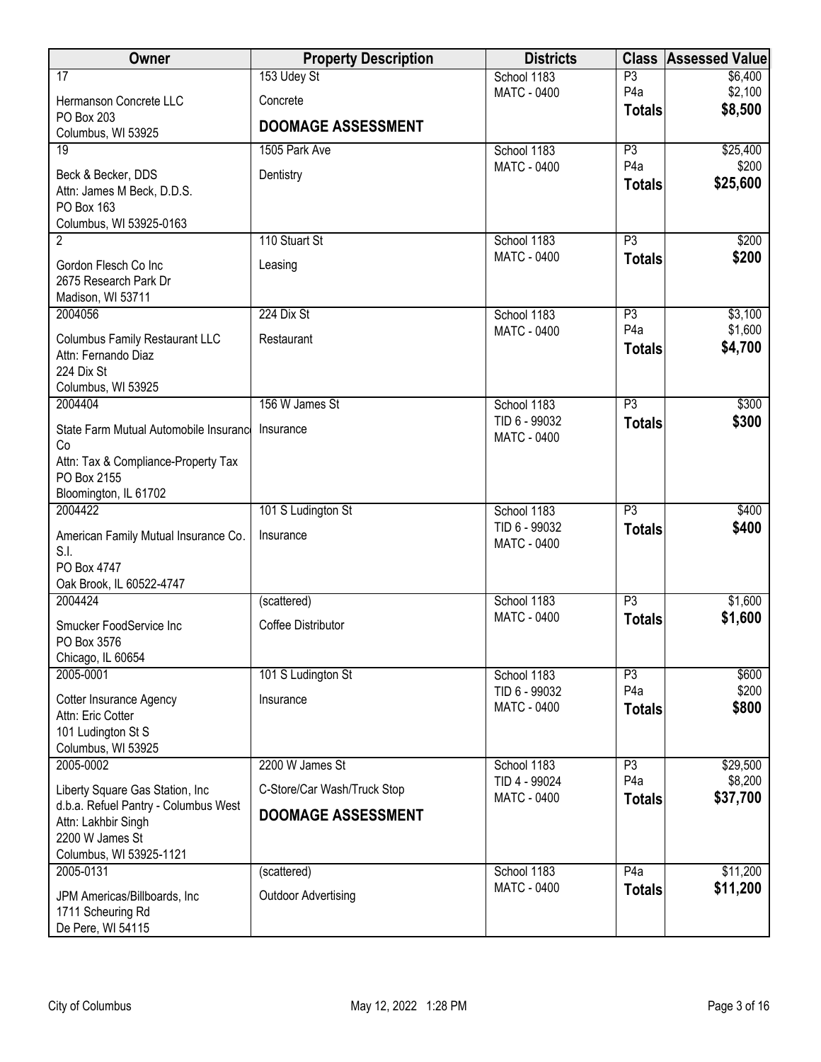| Owner | Property Description | Districts | Class | Assessed Value |
|---|---|---|---|---|
| 17<br>Hermanson Concrete LLC<br>PO Box 203<br>Columbus, WI 53925 | 153 Udey St<br>Concrete<br>**DOOMAGE ASSESSMENT** | School 1183<br>MATC - 0400 | P3<br>P4a<br>**Totals** | \$6,400<br>\$2,100<br>**\$8,500** |
| 19<br>Beck & Becker, DDS<br>Attn: James M Beck, D.D.S.<br>PO Box 163<br>Columbus, WI 53925-0163 | 1505 Park Ave<br>Dentistry | School 1183<br>MATC - 0400 | P3<br>P4a<br>**Totals** | \$25,400<br>\$200<br>**\$25,600** |
| 2<br>Gordon Flesch Co Inc<br>2675 Research Park Dr<br>Madison, WI 53711 | 110 Stuart St<br>Leasing | School 1183<br>MATC - 0400 | P3<br>**Totals** | \$200<br>**\$200** |
| 2004056<br>Columbus Family Restaurant LLC<br>Attn: Fernando Diaz<br>224 Dix St<br>Columbus, WI 53925 | 224 Dix St<br>Restaurant | School 1183<br>MATC - 0400 | P3<br>P4a<br>**Totals** | \$3,100<br>\$1,600<br>**\$4,700** |
| 2004404<br>State Farm Mutual Automobile Insurance Co<br>Attn: Tax & Compliance-Property Tax<br>PO Box 2155<br>Bloomington, IL 61702 | 156 W James St<br>Insurance | School 1183<br>TID 6 - 99032<br>MATC - 0400 | P3<br>**Totals** | \$300<br>**\$300** |
| 2004422<br>American Family Mutual Insurance Co. S.I.<br>PO Box 4747<br>Oak Brook, IL 60522-4747 | 101 S Ludington St<br>Insurance | School 1183<br>TID 6 - 99032<br>MATC - 0400 | P3<br>**Totals** | \$400<br>**\$400** |
| 2004424<br>Smucker FoodService Inc<br>PO Box 3576<br>Chicago, IL 60654 | (scattered)<br>Coffee Distributor | School 1183<br>MATC - 0400 | P3<br>**Totals** | \$1,600<br>**\$1,600** |
| 2005-0001<br>Cotter Insurance Agency<br>Attn: Eric Cotter<br>101 Ludington St S<br>Columbus, WI 53925 | 101 S Ludington St<br>Insurance | School 1183<br>TID 6 - 99032<br>MATC - 0400 | P3<br>P4a<br>**Totals** | \$600<br>\$200<br>**\$800** |
| 2005-0002<br>Liberty Square Gas Station, Inc<br>d.b.a. Refuel Pantry - Columbus West<br>Attn: Lakhbir Singh<br>2200 W James St<br>Columbus, WI 53925-1121 | 2200 W James St<br>C-Store/Car Wash/Truck Stop<br>**DOOMAGE ASSESSMENT** | School 1183<br>TID 4 - 99024<br>MATC - 0400 | P3<br>P4a<br>**Totals** | \$29,500<br>\$8,200<br>**\$37,700** |
| 2005-0131<br>JPM Americas/Billboards, Inc<br>1711 Scheuring Rd<br>De Pere, WI 54115 | (scattered)<br>Outdoor Advertising | School 1183<br>MATC - 0400 | P4a<br>**Totals** | \$11,200<br>**\$11,200** |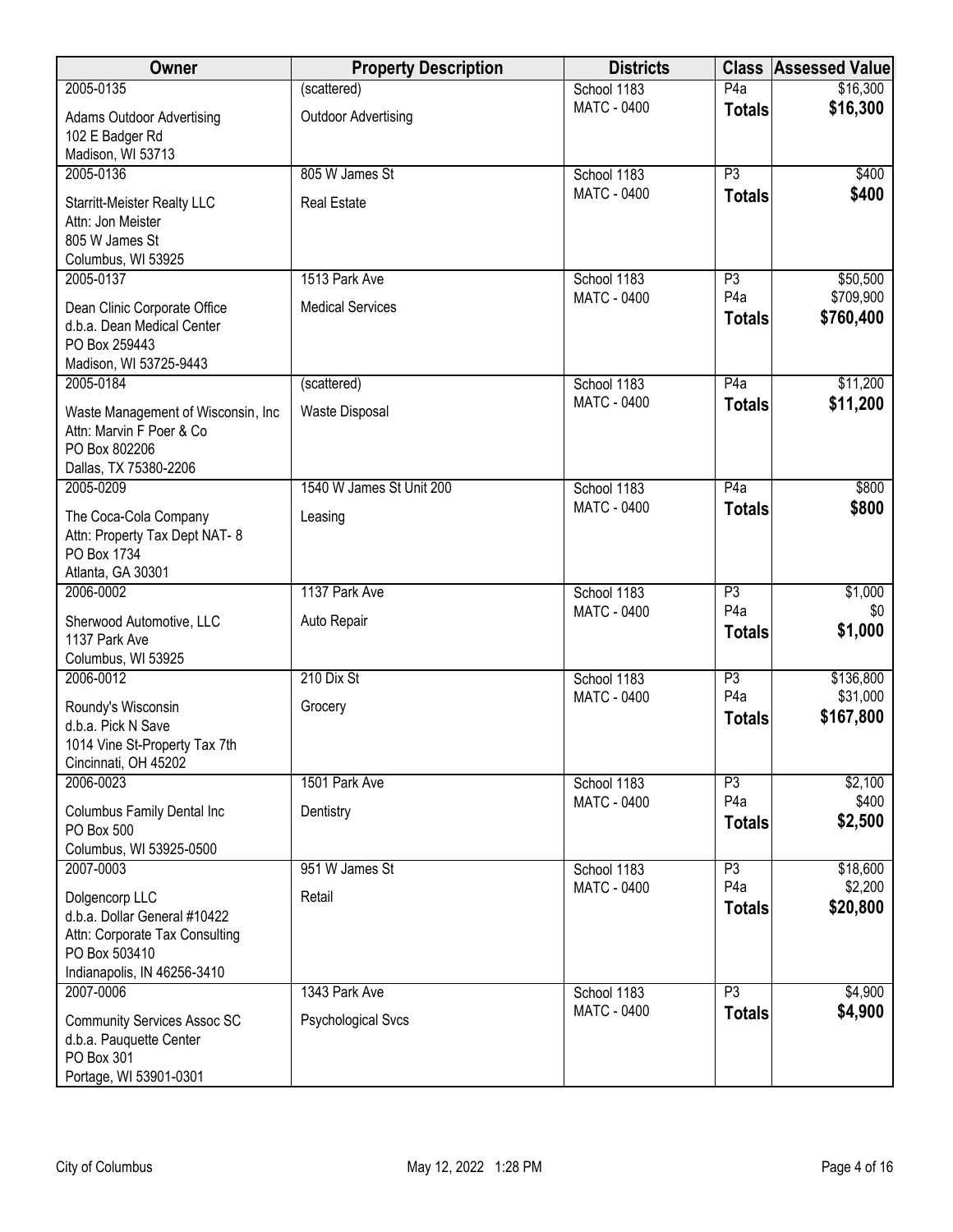| Owner | Property Description | Districts | Class | Assessed Value |
|---|---|---|---|---|
| 2005-0135<br>Adams Outdoor Advertising<br>102 E Badger Rd<br>Madison, WI 53713 | (scattered)<br>Outdoor Advertising | School 1183<br>MATC - 0400 | P4a<br>**Totals** | $16,300<br>**$16,300** |
| 2005-0136<br>Starritt-Meister Realty LLC<br>Attn: Jon Meister<br>805 W James St<br>Columbus, WI 53925 | 805 W James St<br>Real Estate | School 1183<br>MATC - 0400 | P3<br>**Totals** | $400<br>**$400** |
| 2005-0137<br>Dean Clinic Corporate Office<br>d.b.a. Dean Medical Center<br>PO Box 259443<br>Madison, WI 53725-9443 | 1513 Park Ave<br>Medical Services | School 1183<br>MATC - 0400 | P3<br>P4a<br>**Totals** | $50,500<br>$709,900<br>**$760,400** |
| 2005-0184<br>Waste Management of Wisconsin, Inc<br>Attn: Marvin F Poer & Co<br>PO Box 802206<br>Dallas, TX 75380-2206 | (scattered)<br>Waste Disposal | School 1183<br>MATC - 0400 | P4a<br>**Totals** | $11,200<br>**$11,200** |
| 2005-0209<br>The Coca-Cola Company<br>Attn: Property Tax Dept NAT- 8<br>PO Box 1734<br>Atlanta, GA 30301 | 1540 W James St Unit 200<br>Leasing | School 1183<br>MATC - 0400 | P4a<br>**Totals** | $800<br>**$800** |
| 2006-0002<br>Sherwood Automotive, LLC<br>1137 Park Ave<br>Columbus, WI 53925 | 1137 Park Ave<br>Auto Repair | School 1183<br>MATC - 0400 | P3<br>P4a<br>**Totals** | $1,000<br>$0<br>**$1,000** |
| 2006-0012<br>Roundy's Wisconsin<br>d.b.a. Pick N Save<br>1014 Vine St-Property Tax 7th<br>Cincinnati, OH 45202 | 210 Dix St<br>Grocery | School 1183<br>MATC - 0400 | P3<br>P4a<br>**Totals** | $136,800<br>$31,000<br>**$167,800** |
| 2006-0023<br>Columbus Family Dental Inc<br>PO Box 500<br>Columbus, WI 53925-0500 | 1501 Park Ave<br>Dentistry | School 1183<br>MATC - 0400 | P3<br>P4a<br>**Totals** | $2,100<br>$400<br>**$2,500** |
| 2007-0003<br>Dolgencorp LLC<br>d.b.a. Dollar General #10422<br>Attn: Corporate Tax Consulting<br>PO Box 503410<br>Indianapolis, IN 46256-3410 | 951 W James St<br>Retail | School 1183<br>MATC - 0400 | P3<br>P4a<br>**Totals** | $18,600<br>$2,200<br>**$20,800** |
| 2007-0006<br>Community Services Assoc SC<br>d.b.a. Pauquette Center<br>PO Box 301<br>Portage, WI 53901-0301 | 1343 Park Ave<br>Psychological Svcs | School 1183<br>MATC - 0400 | P3<br>**Totals** | $4,900<br>**$4,900** |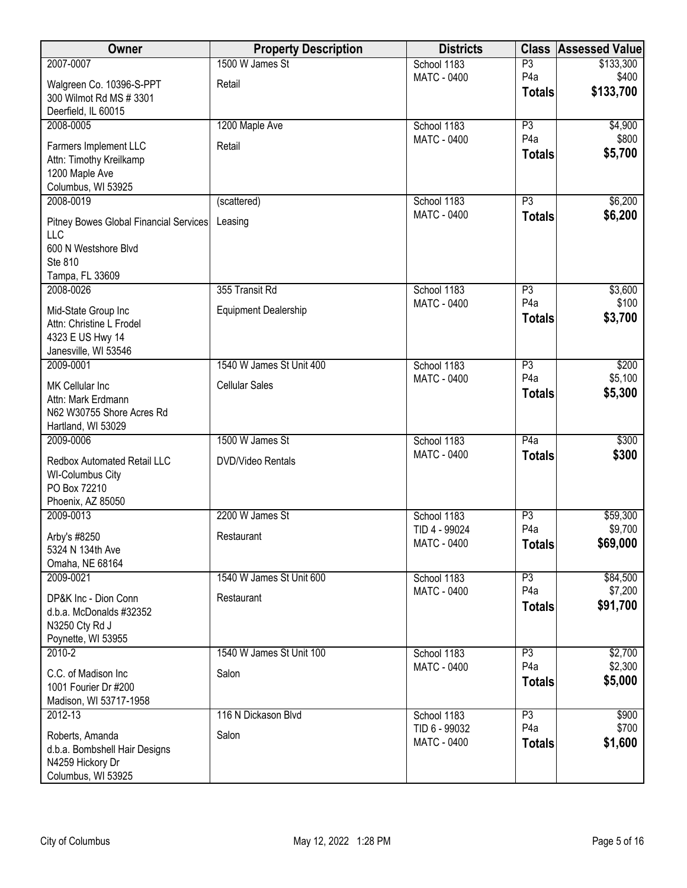| Owner | Property Description | Districts | Class | Assessed Value |
|---|---|---|---|---|
| 2007-0007<br>Walgreen Co. 10396-S-PPT<br>300 Wilmot Rd MS # 3301<br>Deerfield, IL 60015 | 1500 W James St<br>Retail | School 1183<br>MATC - 0400 | P3<br>P4a<br>**Totals** | $133,300<br>$400<br>**$133,700** |
| 2008-0005<br>Farmers Implement LLC<br>Attn: Timothy Kreilkamp<br>1200 Maple Ave<br>Columbus, WI 53925 | 1200 Maple Ave<br>Retail | School 1183<br>MATC - 0400 | P3<br>P4a<br>**Totals** | $4,900<br>$800<br>**$5,700** |
| 2008-0019<br>Pitney Bowes Global Financial Services LLC<br>600 N Westshore Blvd<br>Ste 810<br>Tampa, FL 33609 | (scattered)<br>Leasing | School 1183<br>MATC - 0400 | P3<br>**Totals** | $6,200<br>**$6,200** |
| 2008-0026<br>Mid-State Group Inc<br>Attn: Christine L Frodel<br>4323 E US Hwy 14<br>Janesville, WI 53546 | 355 Transit Rd<br>Equipment Dealership | School 1183<br>MATC - 0400 | P3<br>P4a<br>**Totals** | $3,600<br>$100<br>**$3,700** |
| 2009-0001<br>MK Cellular Inc<br>Attn: Mark Erdmann<br>N62 W30755 Shore Acres Rd<br>Hartland, WI 53029 | 1540 W James St Unit 400<br>Cellular Sales | School 1183<br>MATC - 0400 | P3<br>P4a<br>**Totals** | $200<br>$5,100<br>**$5,300** |
| 2009-0006<br>Redbox Automated Retail LLC<br>WI-Columbus City<br>PO Box 72210<br>Phoenix, AZ 85050 | 1500 W James St<br>DVD/Video Rentals | School 1183<br>MATC - 0400 | P4a<br>**Totals** | $300<br>**$300** |
| 2009-0013<br>Arby's #8250<br>5324 N 134th Ave<br>Omaha, NE 68164 | 2200 W James St<br>Restaurant | School 1183<br>TID 4 - 99024<br>MATC - 0400 | P3<br>P4a<br>**Totals** | $59,300<br>$9,700<br>**$69,000** |
| 2009-0021<br>DP&K Inc - Dion Conn<br>d.b.a. McDonalds #32352<br>N3250 Cty Rd J<br>Poynette, WI 53955 | 1540 W James St Unit 600<br>Restaurant | School 1183<br>MATC - 0400 | P3<br>P4a<br>**Totals** | $84,500<br>$7,200<br>**$91,700** |
| 2010-2<br>C.C. of Madison Inc<br>1001 Fourier Dr #200<br>Madison, WI 53717-1958 | 1540 W James St Unit 100<br>Salon | School 1183<br>MATC - 0400 | P3<br>P4a<br>**Totals** | $2,700<br>$2,300<br>**$5,000** |
| 2012-13<br>Roberts, Amanda<br>d.b.a. Bombshell Hair Designs<br>N4259 Hickory Dr<br>Columbus, WI 53925 | 116 N Dickason Blvd<br>Salon | School 1183<br>TID 6 - 99032<br>MATC - 0400 | P3<br>P4a<br>**Totals** | $900<br>$700<br>**$1,600** |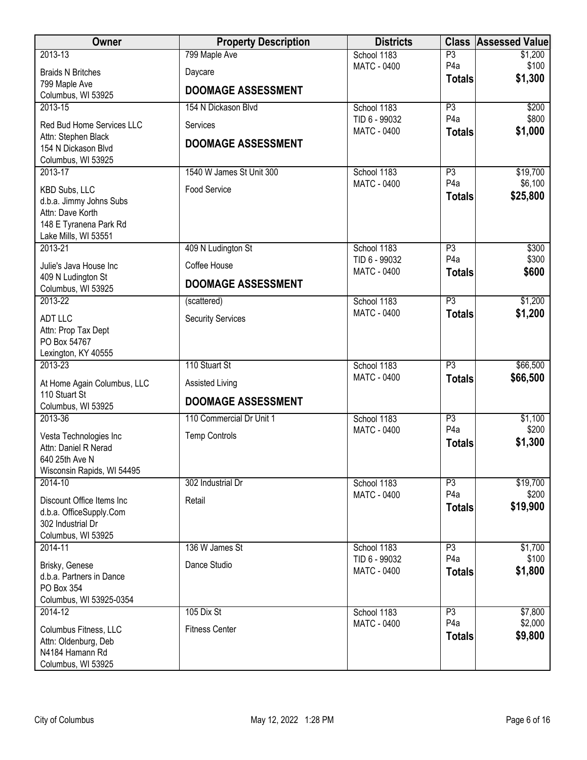| Owner | Property Description | Districts | Class | Assessed Value |
|---|---|---|---|---|
| 2013-13<br>Braids N Britches<br>799 Maple Ave<br>Columbus, WI 53925 | 799 Maple Ave<br>Daycare<br>**DOOMAGE ASSESSMENT** | School 1183<br>MATC - 0400 | P3<br>P4a<br>**Totals** | $1,200<br>$100<br>**$1,300** |
| 2013-15<br>Red Bud Home Services LLC<br>Attn: Stephen Black<br>154 N Dickason Blvd<br>Columbus, WI 53925 | 154 N Dickason Blvd<br>Services<br>**DOOMAGE ASSESSMENT** | School 1183<br>TID 6 - 99032<br>MATC - 0400 | P3<br>P4a<br>**Totals** | $200<br>$800<br>**$1,000** |
| 2013-17<br>KBD Subs, LLC<br>d.b.a. Jimmy Johns Subs<br>Attn: Dave Korth<br>148 E Tyranena Park Rd<br>Lake Mills, WI 53551 | 1540 W James St Unit 300<br>Food Service | School 1183<br>MATC - 0400 | P3<br>P4a<br>**Totals** | $19,700<br>$6,100<br>**$25,800** |
| 2013-21<br>Julie's Java House Inc<br>409 N Ludington St<br>Columbus, WI 53925 | 409 N Ludington St<br>Coffee House<br>**DOOMAGE ASSESSMENT** | School 1183<br>TID 6 - 99032<br>MATC - 0400 | P3<br>P4a<br>**Totals** | $300<br>$300<br>**$600** |
| 2013-22<br>ADT LLC<br>Attn: Prop Tax Dept<br>PO Box 54767<br>Lexington, KY 40555 | (scattered)<br>Security Services | School 1183<br>MATC - 0400 | P3<br>**Totals** | $1,200<br>**$1,200** |
| 2013-23<br>At Home Again Columbus, LLC<br>110 Stuart St<br>Columbus, WI 53925 | 110 Stuart St<br>Assisted Living<br>**DOOMAGE ASSESSMENT** | School 1183<br>MATC - 0400 | P3<br>**Totals** | $66,500<br>**$66,500** |
| 2013-36<br>Vesta Technologies Inc<br>Attn: Daniel R Nerad<br>640 25th Ave N<br>Wisconsin Rapids, WI 54495 | 110 Commercial Dr Unit 1<br>Temp Controls | School 1183<br>MATC - 0400 | P3<br>P4a<br>**Totals** | $1,100<br>$200<br>**$1,300** |
| 2014-10<br>Discount Office Items Inc<br>d.b.a. OfficeSupply.Com<br>302 Industrial Dr<br>Columbus, WI 53925 | 302 Industrial Dr<br>Retail | School 1183<br>MATC - 0400 | P3<br>P4a<br>**Totals** | $19,700<br>$200<br>**$19,900** |
| 2014-11<br>Brisky, Genese<br>d.b.a. Partners in Dance<br>PO Box 354<br>Columbus, WI 53925-0354 | 136 W James St<br>Dance Studio | School 1183<br>TID 6 - 99032<br>MATC - 0400 | P3<br>P4a<br>**Totals** | $1,700<br>$100<br>**$1,800** |
| 2014-12<br>Columbus Fitness, LLC<br>Attn: Oldenburg, Deb<br>N4184 Hamann Rd<br>Columbus, WI 53925 | 105 Dix St<br>Fitness Center | School 1183<br>MATC - 0400 | P3<br>P4a<br>**Totals** | $7,800<br>$2,000<br>**$9,800** |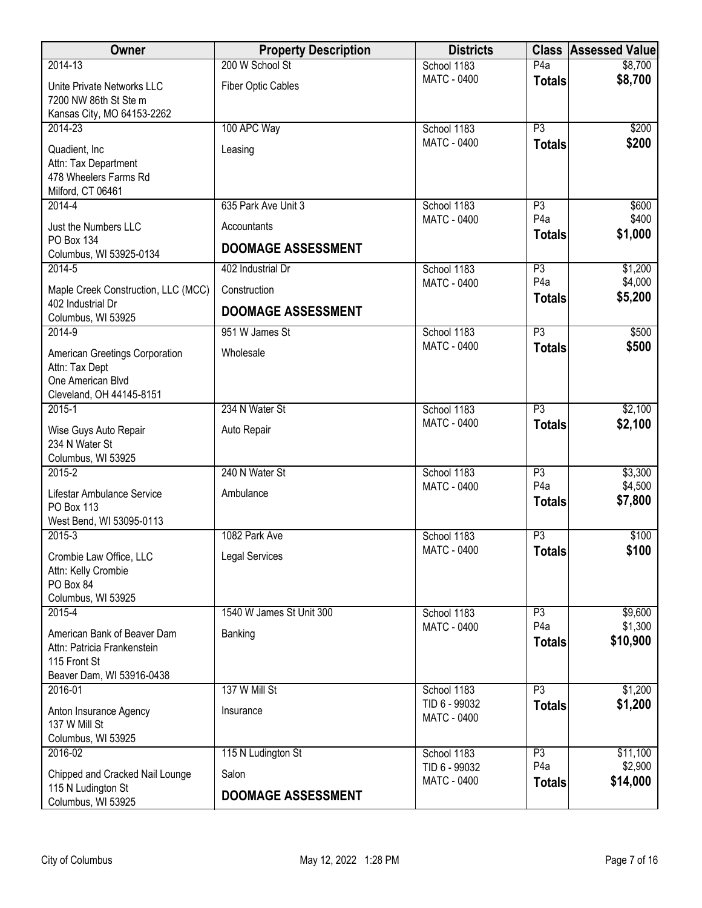| Owner | Property Description | Districts | Class | Assessed Value |
|---|---|---|---|---|
| 2014-13<br>Unite Private Networks LLC<br>7200 NW 86th St Ste m<br>Kansas City, MO 64153-2262 | 200 W School St<br>Fiber Optic Cables | School 1183<br>MATC - 0400 | P4a<br>**Totals** | $8,700<br>**$8,700** |
| 2014-23<br>Quadient, Inc<br>Attn: Tax Department<br>478 Wheelers Farms Rd<br>Milford, CT 06461 | 100 APC Way<br>Leasing | School 1183<br>MATC - 0400 | P3<br>**Totals** | $200<br>**$200** |
| 2014-4<br>Just the Numbers LLC<br>PO Box 134<br>Columbus, WI 53925-0134 | 635 Park Ave Unit 3<br>Accountants<br>**DOOMAGE ASSESSMENT** | School 1183<br>MATC - 0400 | P3<br>P4a<br>**Totals** | $600<br>$400<br>**$1,000** |
| 2014-5<br>Maple Creek Construction, LLC (MCC)<br>402 Industrial Dr<br>Columbus, WI 53925 | 402 Industrial Dr<br>Construction<br>**DOOMAGE ASSESSMENT** | School 1183<br>MATC - 0400 | P3<br>P4a<br>**Totals** | $1,200<br>$4,000<br>**$5,200** |
| 2014-9<br>American Greetings Corporation<br>Attn: Tax Dept<br>One American Blvd<br>Cleveland, OH 44145-8151 | 951 W James St<br>Wholesale | School 1183<br>MATC - 0400 | P3<br>**Totals** | $500<br>**$500** |
| 2015-1<br>Wise Guys Auto Repair<br>234 N Water St<br>Columbus, WI 53925 | 234 N Water St<br>Auto Repair | School 1183<br>MATC - 0400 | P3<br>**Totals** | $2,100<br>**$2,100** |
| 2015-2<br>Lifestar Ambulance Service<br>PO Box 113<br>West Bend, WI 53095-0113 | 240 N Water St<br>Ambulance | School 1183<br>MATC - 0400 | P3<br>P4a<br>**Totals** | $3,300<br>$4,500<br>**$7,800** |
| 2015-3<br>Crombie Law Office, LLC<br>Attn: Kelly Crombie<br>PO Box 84<br>Columbus, WI 53925 | 1082 Park Ave<br>Legal Services | School 1183<br>MATC - 0400 | P3<br>**Totals** | $100<br>**$100** |
| 2015-4<br>American Bank of Beaver Dam<br>Attn: Patricia Frankenstein<br>115 Front St<br>Beaver Dam, WI 53916-0438 | 1540 W James St Unit 300<br>Banking | School 1183<br>MATC - 0400 | P3<br>P4a<br>**Totals** | $9,600<br>$1,300<br>**$10,900** |
| 2016-01<br>Anton Insurance Agency<br>137 W Mill St<br>Columbus, WI 53925 | 137 W Mill St<br>Insurance | School 1183<br>TID 6 - 99032<br>MATC - 0400 | P3<br>**Totals** | $1,200<br>**$1,200** |
| 2016-02<br>Chipped and Cracked Nail Lounge<br>115 N Ludington St<br>Columbus, WI 53925 | 115 N Ludington St<br>Salon<br>**DOOMAGE ASSESSMENT** | School 1183<br>TID 6 - 99032<br>MATC - 0400 | P3<br>P4a<br>**Totals** | $11,100<br>$2,900<br>**$14,000** |

City of Columbus May 12, 2022 1:28 PM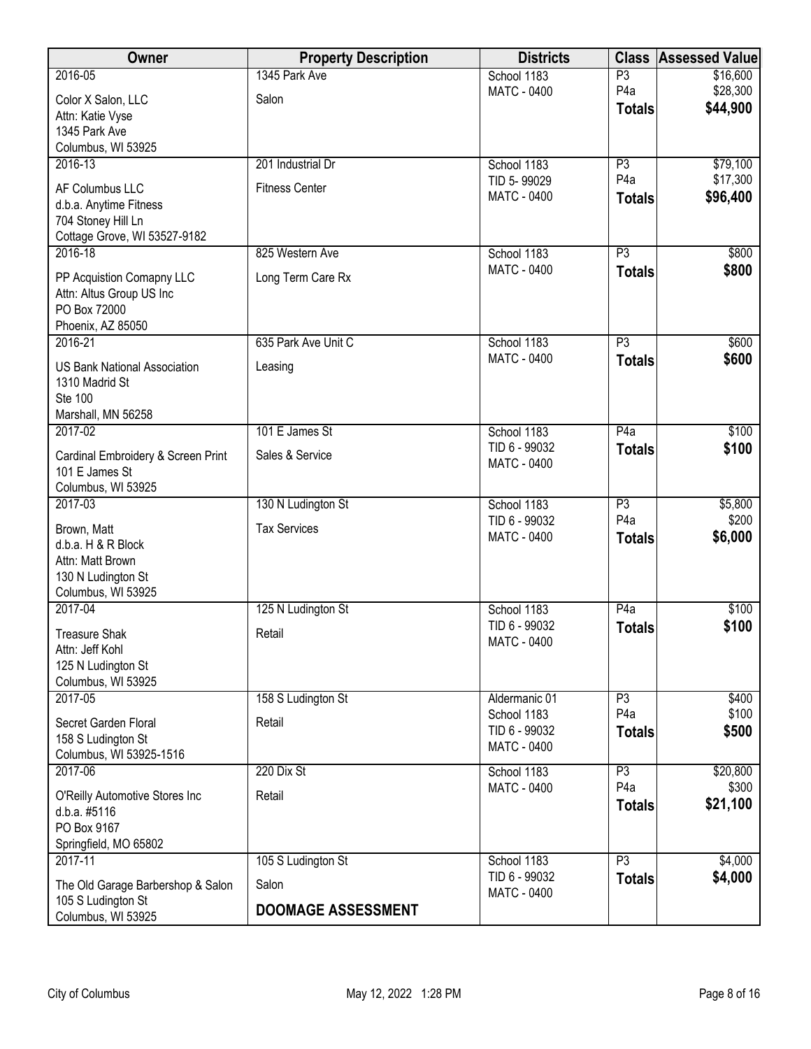| Owner | Property Description | Districts | Class | Assessed Value |
|---|---|---|---|---|
| 2016-05<br>Color X Salon, LLC<br>Attn: Katie Vyse<br>1345 Park Ave<br>Columbus, WI 53925 | 1345 Park Ave<br>Salon | School 1183<br>MATC - 0400 | P3<br>P4a<br>**Totals** | $16,600<br>$28,300<br>**$44,900** |
| 2016-13<br>AF Columbus LLC<br>d.b.a. Anytime Fitness<br>704 Stoney Hill Ln<br>Cottage Grove, WI 53527-9182 | 201 Industrial Dr<br>Fitness Center | School 1183<br>TID 5- 99029<br>MATC - 0400 | P3<br>P4a<br>**Totals** | $79,100<br>$17,300<br>**$96,400** |
| 2016-18<br>PP Acquistion Comapny LLC<br>Attn: Altus Group US Inc<br>PO Box 72000<br>Phoenix, AZ 85050 | 825 Western Ave<br>Long Term Care Rx | School 1183<br>MATC - 0400 | P3<br>**Totals** | $800<br>**$800** |
| 2016-21<br>US Bank National Association<br>1310 Madrid St<br>Ste 100<br>Marshall, MN 56258 | 635 Park Ave Unit C<br>Leasing | School 1183<br>MATC - 0400 | P3<br>**Totals** | $600<br>**$600** |
| 2017-02<br>Cardinal Embroidery & Screen Print<br>101 E James St<br>Columbus, WI 53925 | 101 E James St<br>Sales & Service | School 1183<br>TID 6 - 99032<br>MATC - 0400 | P4a<br>**Totals** | $100<br>**$100** |
| 2017-03<br>Brown, Matt<br>d.b.a. H & R Block<br>Attn: Matt Brown<br>130 N Ludington St<br>Columbus, WI 53925 | 130 N Ludington St<br>Tax Services | School 1183<br>TID 6 - 99032<br>MATC - 0400 | P3<br>P4a<br>**Totals** | $5,800<br>$200<br>**$6,000** |
| 2017-04<br>Treasure Shak<br>Attn: Jeff Kohl<br>125 N Ludington St<br>Columbus, WI 53925 | 125 N Ludington St<br>Retail | School 1183<br>TID 6 - 99032<br>MATC - 0400 | P4a<br>**Totals** | $100<br>**$100** |
| 2017-05<br>Secret Garden Floral<br>158 S Ludington St<br>Columbus, WI 53925-1516 | 158 S Ludington St<br>Retail | Aldermanic 01<br>School 1183<br>TID 6 - 99032<br>MATC - 0400 | P3<br>P4a<br>**Totals** | $400<br>$100<br>**$500** |
| 2017-06<br>O'Reilly Automotive Stores Inc<br>d.b.a. #5116<br>PO Box 9167<br>Springfield, MO 65802 | 220 Dix St<br>Retail | School 1183<br>MATC - 0400 | P3<br>P4a<br>**Totals** | $20,800<br>$300<br>**$21,100** |
| 2017-11<br>The Old Garage Barbershop & Salon<br>105 S Ludington St<br>Columbus, WI 53925 | 105 S Ludington St<br>Salon<br>**DOOMAGE ASSESSMENT** | School 1183<br>TID 6 - 99032<br>MATC - 0400 | P3<br>**Totals** | $4,000<br>**$4,000** |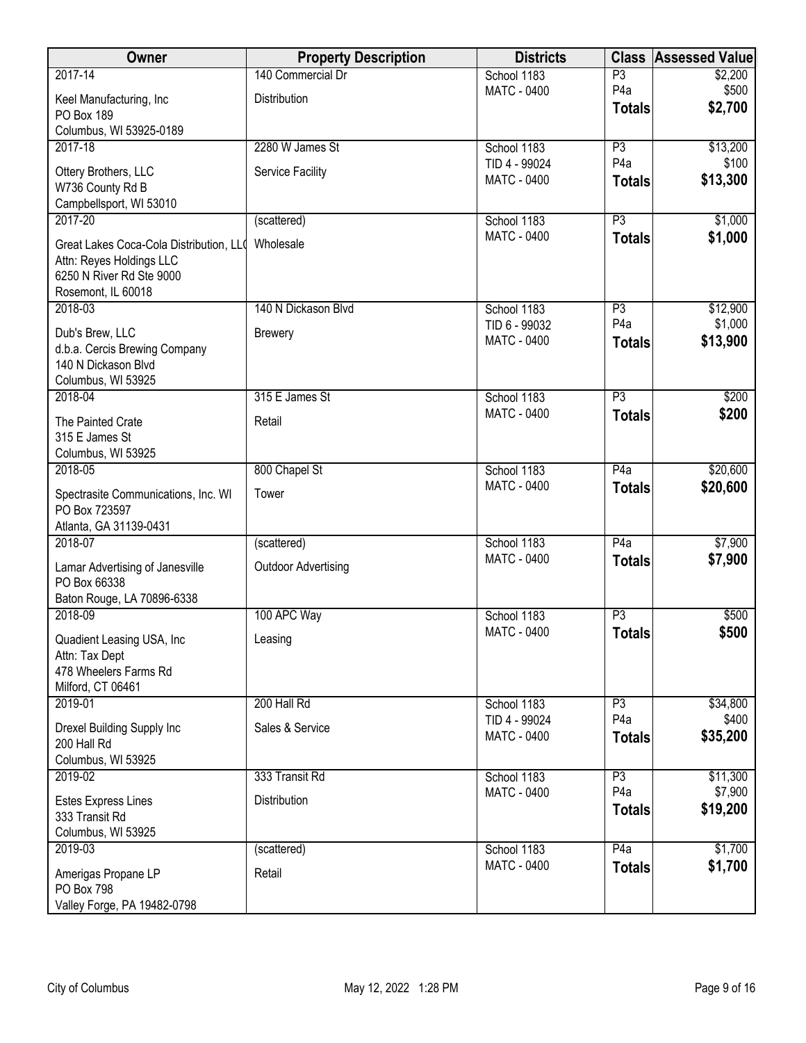| Owner | Property Description | Districts | Class | Assessed Value |
|---|---|---|---|---|
| 2017-14<br>Keel Manufacturing, Inc<br>PO Box 189<br>Columbus, WI 53925-0189 | 140 Commercial Dr<br>Distribution | School 1183<br>MATC - 0400 | P3<br>P4a<br>**Totals** | $2,200<br>$500<br>**$2,700** |
| 2017-18<br>Ottery Brothers, LLC<br>W736 County Rd B<br>Campbellsport, WI 53010 | 2280 W James St<br>Service Facility | School 1183<br>TID 4 - 99024<br>MATC - 0400 | P3<br>P4a<br>**Totals** | $13,200<br>$100<br>**$13,300** |
| 2017-20<br>Great Lakes Coca-Cola Distribution, LLC<br>Attn: Reyes Holdings LLC<br>6250 N River Rd Ste 9000<br>Rosemont, IL 60018 | (scattered)<br>Wholesale | School 1183<br>MATC - 0400 | P3<br>**Totals** | $1,000<br>**$1,000** |
| 2018-03<br>Dub's Brew, LLC<br>d.b.a. Cercis Brewing Company<br>140 N Dickason Blvd<br>Columbus, WI 53925 | 140 N Dickason Blvd<br>Brewery | School 1183<br>TID 6 - 99032<br>MATC - 0400 | P3<br>P4a<br>**Totals** | $12,900<br>$1,000<br>**$13,900** |
| 2018-04<br>The Painted Crate<br>315 E James St<br>Columbus, WI 53925 | 315 E James St<br>Retail | School 1183<br>MATC - 0400 | P3<br>**Totals** | $200<br>**$200** |
| 2018-05<br>Spectrasite Communications, Inc. WI<br>PO Box 723597<br>Atlanta, GA 31139-0431 | 800 Chapel St<br>Tower | School 1183<br>MATC - 0400 | P4a<br>**Totals** | $20,600<br>**$20,600** |
| 2018-07<br>Lamar Advertising of Janesville<br>PO Box 66338<br>Baton Rouge, LA 70896-6338 | (scattered)<br>Outdoor Advertising | School 1183<br>MATC - 0400 | P4a<br>**Totals** | $7,900<br>**$7,900** |
| 2018-09<br>Quadient Leasing USA, Inc<br>Attn: Tax Dept<br>478 Wheelers Farms Rd<br>Milford, CT 06461 | 100 APC Way<br>Leasing | School 1183<br>MATC - 0400 | P3<br>**Totals** | $500<br>**$500** |
| 2019-01<br>Drexel Building Supply Inc<br>200 Hall Rd<br>Columbus, WI 53925 | 200 Hall Rd<br>Sales & Service | School 1183<br>TID 4 - 99024<br>MATC - 0400 | P3<br>P4a<br>**Totals** | $34,800<br>$400<br>**$35,200** |
| 2019-02<br>Estes Express Lines<br>333 Transit Rd<br>Columbus, WI 53925 | 333 Transit Rd<br>Distribution | School 1183<br>MATC - 0400 | P3<br>P4a<br>**Totals** | $11,300<br>$7,900<br>**$19,200** |
| 2019-03<br>Amerigas Propane LP<br>PO Box 798<br>Valley Forge, PA 19482-0798 | (scattered)<br>Retail | School 1183<br>MATC - 0400 | P4a<br>**Totals** | $1,700<br>**$1,700** |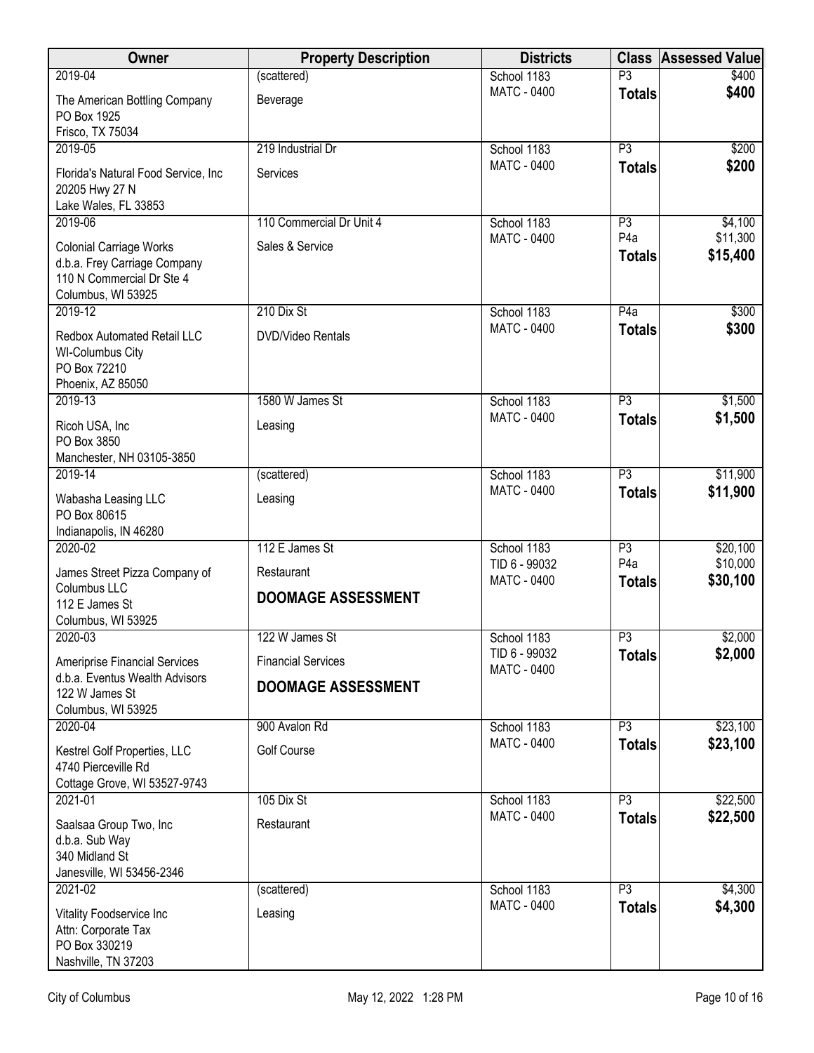| Owner | Property Description | Districts | Class | Assessed Value |
|---|---|---|---|---|
| 2019-04<br>The American Bottling Company<br>PO Box 1925<br>Frisco, TX 75034 | (scattered)<br>Beverage | School 1183<br>MATC - 0400 | P3<br>**Totals** | $400<br>**$400** |
| 2019-05<br>Florida's Natural Food Service, Inc<br>20205 Hwy 27 N<br>Lake Wales, FL 33853 | 219 Industrial Dr<br>Services | School 1183<br>MATC - 0400 | P3<br>**Totals** | $200<br>**$200** |
| 2019-06<br>Colonial Carriage Works<br>d.b.a. Frey Carriage Company<br>110 N Commercial Dr Ste 4<br>Columbus, WI 53925 | 110 Commercial Dr Unit 4<br>Sales & Service | School 1183<br>MATC - 0400 | P3<br>P4a<br>**Totals** | $4,100<br>$11,300<br>**$15,400** |
| 2019-12<br>Redbox Automated Retail LLC<br>WI-Columbus City<br>PO Box 72210<br>Phoenix, AZ 85050 | 210 Dix St<br>DVD/Video Rentals | School 1183<br>MATC - 0400 | P4a<br>**Totals** | $300<br>**$300** |
| 2019-13<br>Ricoh USA, Inc<br>PO Box 3850<br>Manchester, NH 03105-3850 | 1580 W James St<br>Leasing | School 1183<br>MATC - 0400 | P3<br>**Totals** | $1,500<br>**$1,500** |
| 2019-14<br>Wabasha Leasing LLC<br>PO Box 80615<br>Indianapolis, IN 46280 | (scattered)<br>Leasing | School 1183<br>MATC - 0400 | P3<br>**Totals** | $11,900<br>**$11,900** |
| 2020-02<br>James Street Pizza Company of Columbus LLC<br>112 E James St<br>Columbus, WI 53925 | 112 E James St<br>Restaurant<br>**DOOMAGE ASSESSMENT** | School 1183<br>TID 6 - 99032<br>MATC - 0400 | P3<br>P4a<br>**Totals** | $20,100<br>$10,000<br>**$30,100** |
| 2020-03<br>Ameriprise Financial Services<br>d.b.a. Eventus Wealth Advisors<br>122 W James St<br>Columbus, WI 53925 | 122 W James St<br>Financial Services<br>**DOOMAGE ASSESSMENT** | School 1183<br>TID 6 - 99032<br>MATC - 0400 | P3<br>**Totals** | $2,000<br>**$2,000** |
| 2020-04<br>Kestrel Golf Properties, LLC<br>4740 Pierceville Rd<br>Cottage Grove, WI 53527-9743 | 900 Avalon Rd<br>Golf Course | School 1183<br>MATC - 0400 | P3<br>**Totals** | $23,100<br>**$23,100** |
| 2021-01<br>Saalsaa Group Two, Inc<br>d.b.a. Sub Way<br>340 Midland St<br>Janesville, WI 53456-2346 | 105 Dix St<br>Restaurant | School 1183<br>MATC - 0400 | P3<br>**Totals** | $22,500<br>**$22,500** |
| 2021-02<br>Vitality Foodservice Inc<br>Attn: Corporate Tax<br>PO Box 330219<br>Nashville, TN 37203 | (scattered)<br>Leasing | School 1183<br>MATC - 0400 | P3<br>**Totals** | $4,300<br>**$4,300** |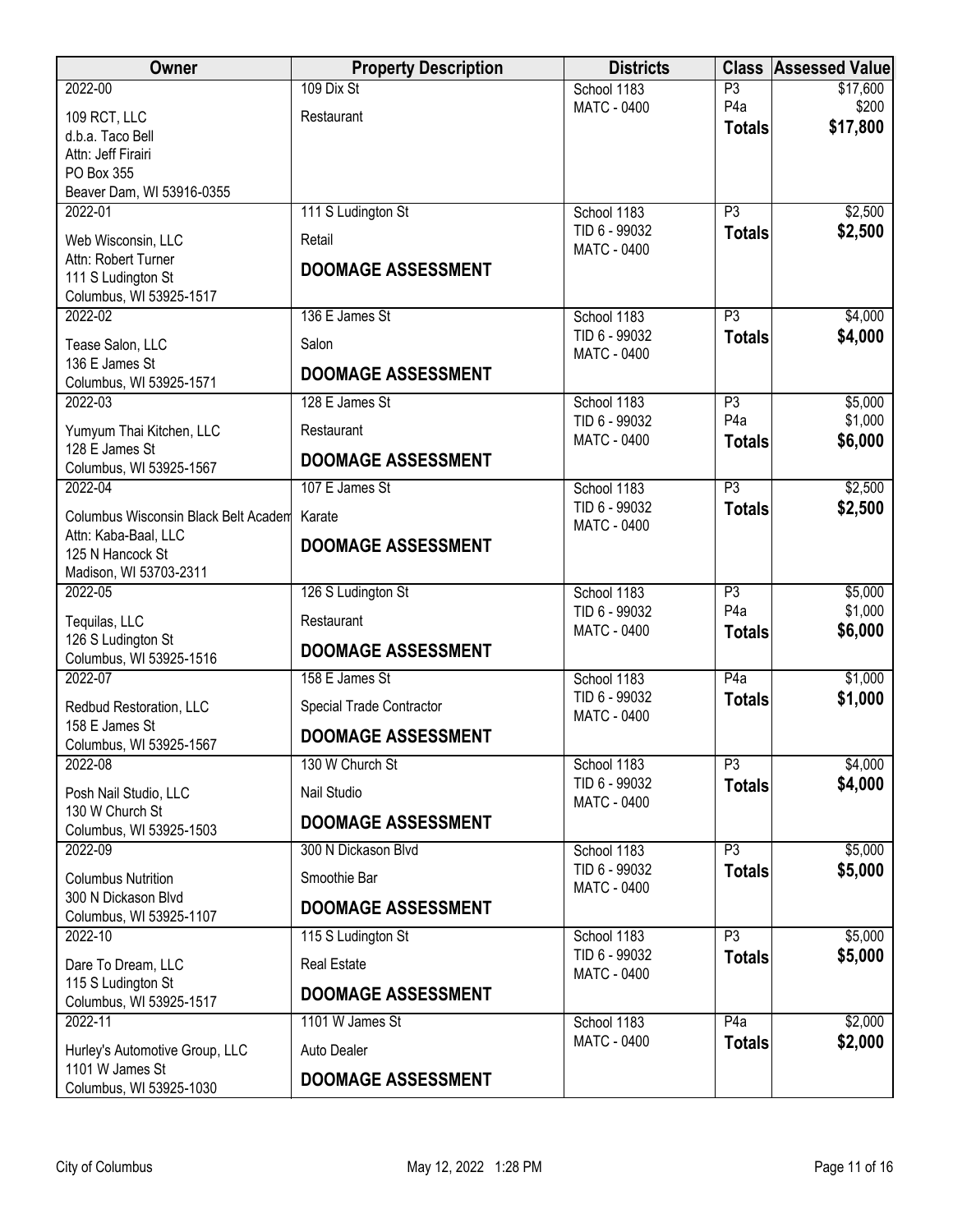| Owner | Property Description | Districts | Class | Assessed Value |
| --- | --- | --- | --- | --- |
| 2022-00<br>109 RCT, LLC<br>d.b.a. Taco Bell<br>Attn: Jeff Firairi<br>PO Box 355<br>Beaver Dam, WI 53916-0355 | 109 Dix St<br>Restaurant | School 1183<br>MATC - 0400 | P3<br>P4a<br>**Totals** | $17,600<br>$200<br>**$17,800** |
| 2022-01<br>Web Wisconsin, LLC<br>Attn: Robert Turner<br>111 S Ludington St<br>Columbus, WI 53925-1517 | 111 S Ludington St<br>Retail<br>**DOOMAGE ASSESSMENT** | School 1183<br>TID 6 - 99032<br>MATC - 0400 | P3<br>**Totals** | $2,500<br>**$2,500** |
| 2022-02<br>Tease Salon, LLC<br>136 E James St<br>Columbus, WI 53925-1571 | 136 E James St<br>Salon<br>**DOOMAGE ASSESSMENT** | School 1183<br>TID 6 - 99032<br>MATC - 0400 | P3<br>**Totals** | $4,000<br>**$4,000** |
| 2022-03<br>Yumyum Thai Kitchen, LLC<br>128 E James St<br>Columbus, WI 53925-1567 | 128 E James St<br>Restaurant<br>**DOOMAGE ASSESSMENT** | School 1183<br>TID 6 - 99032<br>MATC - 0400 | P3<br>P4a<br>**Totals** | $5,000<br>$1,000<br>**$6,000** |
| 2022-04<br>Columbus Wisconsin Black Belt Academ<br>Attn: Kaba-Baal, LLC<br>125 N Hancock St<br>Madison, WI 53703-2311 | 107 E James St<br>Karate<br>**DOOMAGE ASSESSMENT** | School 1183<br>TID 6 - 99032<br>MATC - 0400 | P3<br>**Totals** | $2,500<br>**$2,500** |
| 2022-05<br>Tequilas, LLC<br>126 S Ludington St<br>Columbus, WI 53925-1516 | 126 S Ludington St<br>Restaurant<br>**DOOMAGE ASSESSMENT** | School 1183<br>TID 6 - 99032<br>MATC - 0400 | P3<br>P4a<br>**Totals** | $5,000<br>$1,000<br>**$6,000** |
| 2022-07<br>Redbud Restoration, LLC<br>158 E James St<br>Columbus, WI 53925-1567 | 158 E James St<br>Special Trade Contractor<br>**DOOMAGE ASSESSMENT** | School 1183<br>TID 6 - 99032<br>MATC - 0400 | P4a<br>**Totals** | $1,000<br>**$1,000** |
| 2022-08<br>Posh Nail Studio, LLC<br>130 W Church St<br>Columbus, WI 53925-1503 | 130 W Church St<br>Nail Studio<br>**DOOMAGE ASSESSMENT** | School 1183<br>TID 6 - 99032<br>MATC - 0400 | P3<br>**Totals** | $4,000<br>**$4,000** |
| 2022-09<br>Columbus Nutrition<br>300 N Dickason Blvd<br>Columbus, WI 53925-1107 | 300 N Dickason Blvd<br>Smoothie Bar<br>**DOOMAGE ASSESSMENT** | School 1183<br>TID 6 - 99032<br>MATC - 0400 | P3<br>**Totals** | $5,000<br>**$5,000** |
| 2022-10<br>Dare To Dream, LLC<br>115 S Ludington St<br>Columbus, WI 53925-1517 | 115 S Ludington St<br>Real Estate<br>**DOOMAGE ASSESSMENT** | School 1183<br>TID 6 - 99032<br>MATC - 0400 | P3<br>**Totals** | $5,000<br>**$5,000** |
| 2022-11<br>Hurley's Automotive Group, LLC<br>1101 W James St<br>Columbus, WI 53925-1030 | 1101 W James St<br>Auto Dealer<br>**DOOMAGE ASSESSMENT** | School 1183<br>MATC - 0400 | P4a<br>**Totals** | $2,000<br>**$2,000** |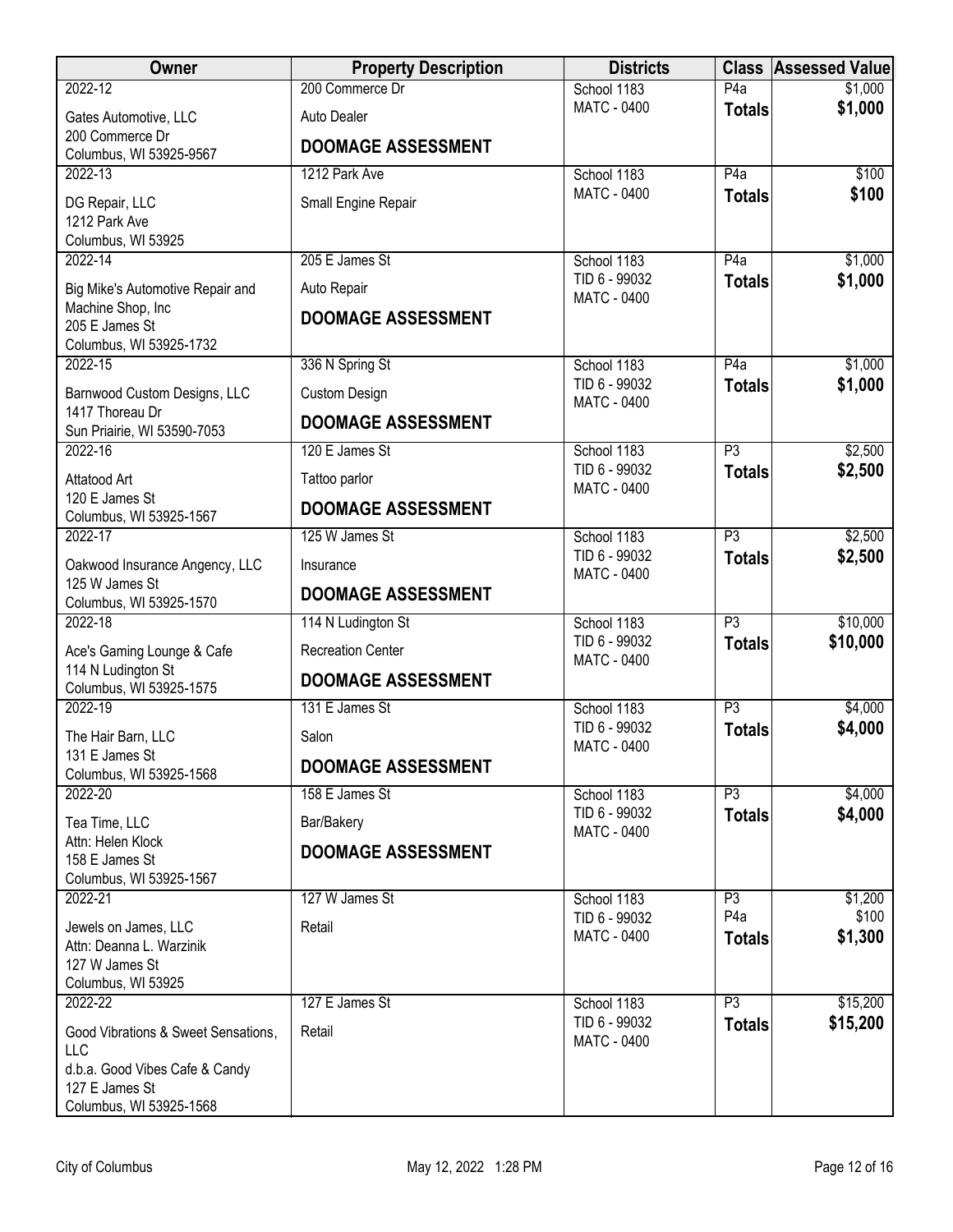| Owner | Property Description | Districts | Class | Assessed Value |
|---|---|---|---|---|
| 2022-12<br>Gates Automotive, LLC<br>200 Commerce Dr<br>Columbus, WI 53925-9567 | 200 Commerce Dr<br>Auto Dealer<br>**DOOMAGE ASSESSMENT** | School 1183<br>MATC - 0400 | P4a<br>**Totals** | $1,000<br>**$1,000** |
| 2022-13<br>DG Repair, LLC<br>1212 Park Ave<br>Columbus, WI 53925 | 1212 Park Ave<br>Small Engine Repair | School 1183<br>MATC - 0400 | P4a<br>**Totals** | $100<br>**$100** |
| 2022-14<br>Big Mike's Automotive Repair and Machine Shop, Inc<br>205 E James St<br>Columbus, WI 53925-1732 | 205 E James St<br>Auto Repair<br>**DOOMAGE ASSESSMENT** | School 1183<br>TID 6 - 99032<br>MATC - 0400 | P4a<br>**Totals** | $1,000<br>**$1,000** |
| 2022-15<br>Barnwood Custom Designs, LLC<br>1417 Thoreau Dr<br>Sun Priairie, WI 53590-7053 | 336 N Spring St<br>Custom Design<br>**DOOMAGE ASSESSMENT** | School 1183<br>TID 6 - 99032<br>MATC - 0400 | P4a<br>**Totals** | $1,000<br>**$1,000** |
| 2022-16<br>Attatood Art<br>120 E James St<br>Columbus, WI 53925-1567 | 120 E James St<br>Tattoo parlor<br>**DOOMAGE ASSESSMENT** | School 1183<br>TID 6 - 99032<br>MATC - 0400 | P3<br>**Totals** | $2,500<br>**$2,500** |
| 2022-17<br>Oakwood Insurance Angency, LLC<br>125 W James St<br>Columbus, WI 53925-1570 | 125 W James St<br>Insurance<br>**DOOMAGE ASSESSMENT** | School 1183<br>TID 6 - 99032<br>MATC - 0400 | P3<br>**Totals** | $2,500<br>**$2,500** |
| 2022-18<br>Ace's Gaming Lounge & Cafe<br>114 N Ludington St<br>Columbus, WI 53925-1575 | 114 N Ludington St<br>Recreation Center<br>**DOOMAGE ASSESSMENT** | School 1183<br>TID 6 - 99032<br>MATC - 0400 | P3<br>**Totals** | $10,000<br>**$10,000** |
| 2022-19<br>The Hair Barn, LLC<br>131 E James St<br>Columbus, WI 53925-1568 | 131 E James St<br>Salon<br>**DOOMAGE ASSESSMENT** | School 1183<br>TID 6 - 99032<br>MATC - 0400 | P3<br>**Totals** | $4,000<br>**$4,000** |
| 2022-20<br>Tea Time, LLC<br>Attn: Helen Klock<br>158 E James St<br>Columbus, WI 53925-1567 | 158 E James St<br>Bar/Bakery<br>**DOOMAGE ASSESSMENT** | School 1183<br>TID 6 - 99032<br>MATC - 0400 | P3<br>**Totals** | $4,000<br>**$4,000** |
| 2022-21<br>Jewels on James, LLC<br>Attn: Deanna L. Warzinik<br>127 W James St<br>Columbus, WI 53925 | 127 W James St<br>Retail | School 1183<br>TID 6 - 99032<br>MATC - 0400 | P3<br>P4a<br>**Totals** | $1,200<br>$100<br>**$1,300** |
| 2022-22<br>Good Vibrations & Sweet Sensations, LLC<br>d.b.a. Good Vibes Cafe & Candy<br>127 E James St<br>Columbus, WI 53925-1568 | 127 E James St<br>Retail | School 1183<br>TID 6 - 99032<br>MATC - 0400 | P3<br>**Totals** | $15,200<br>**$15,200** |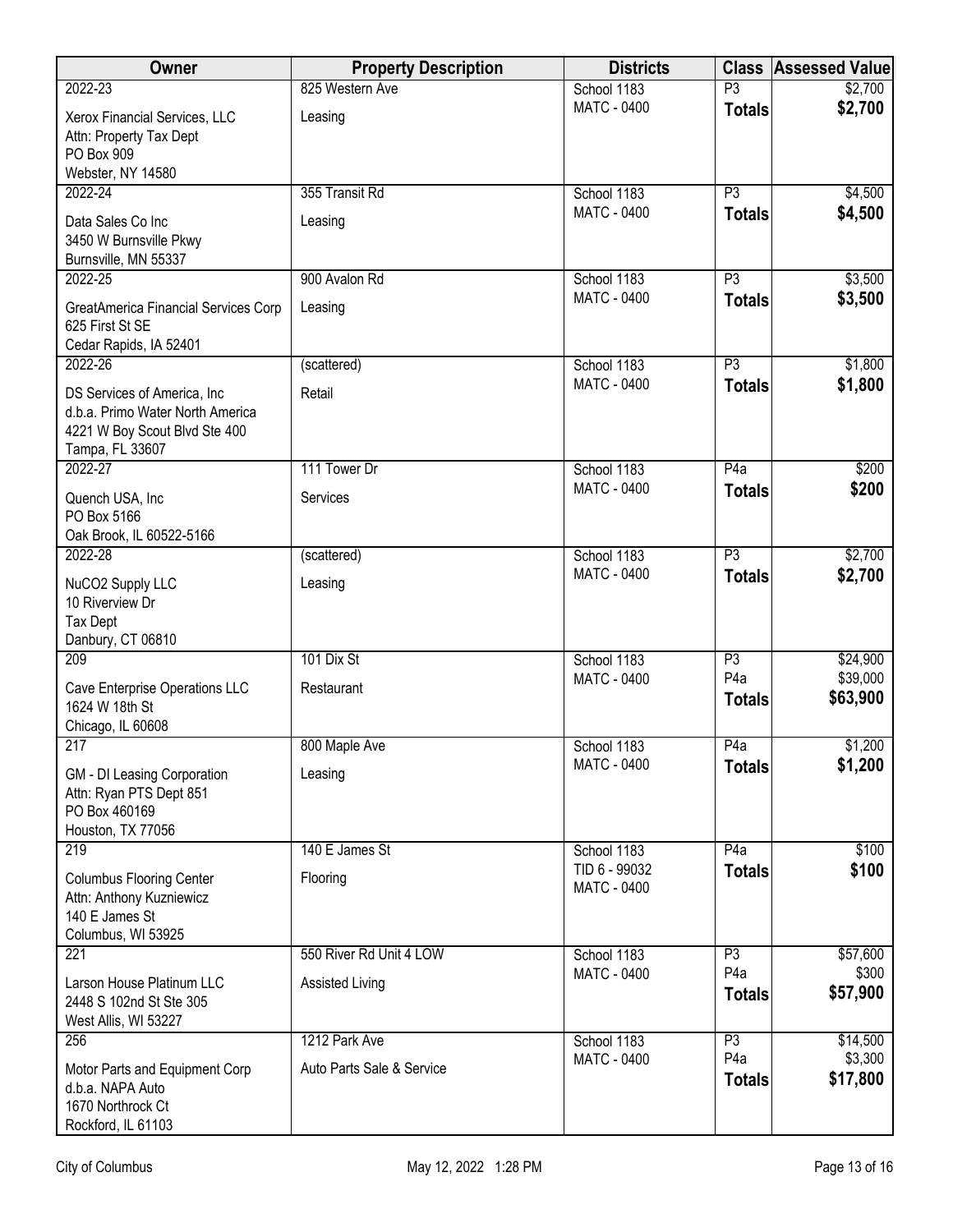| Owner | Property Description | Districts | Class | Assessed Value |
|---|---|---|---|---|
| 2022-23<br>Xerox Financial Services, LLC<br>Attn: Property Tax Dept<br>PO Box 909<br>Webster, NY 14580 | 825 Western Ave<br>Leasing | School 1183<br>MATC - 0400 | P3<br>**Totals** | $2,700<br>**$2,700** |
| 2022-24<br>Data Sales Co Inc<br>3450 W Burnsville Pkwy<br>Burnsville, MN 55337 | 355 Transit Rd<br>Leasing | School 1183<br>MATC - 0400 | P3<br>**Totals** | $4,500<br>**$4,500** |
| 2022-25<br>GreatAmerica Financial Services Corp<br>625 First St SE<br>Cedar Rapids, IA 52401 | 900 Avalon Rd<br>Leasing | School 1183<br>MATC - 0400 | P3<br>**Totals** | $3,500<br>**$3,500** |
| 2022-26<br>DS Services of America, Inc<br>d.b.a. Primo Water North America<br>4221 W Boy Scout Blvd Ste 400<br>Tampa, FL 33607 | (scattered)<br>Retail | School 1183<br>MATC - 0400 | P3<br>**Totals** | $1,800<br>**$1,800** |
| 2022-27<br>Quench USA, Inc<br>PO Box 5166<br>Oak Brook, IL 60522-5166 | 111 Tower Dr<br>Services | School 1183<br>MATC - 0400 | P4a<br>**Totals** | $200<br>**$200** |
| 2022-28<br>NuCO2 Supply LLC<br>10 Riverview Dr<br>Tax Dept<br>Danbury, CT 06810 | (scattered)<br>Leasing | School 1183<br>MATC - 0400 | P3<br>**Totals** | $2,700<br>**$2,700** |
| 209<br>Cave Enterprise Operations LLC<br>1624 W 18th St<br>Chicago, IL 60608 | 101 Dix St<br>Restaurant | School 1183<br>MATC - 0400 | P3<br>P4a<br>**Totals** | $24,900<br>$39,000<br>**$63,900** |
| 217<br>GM - DI Leasing Corporation<br>Attn: Ryan PTS Dept 851<br>PO Box 460169<br>Houston, TX 77056 | 800 Maple Ave<br>Leasing | School 1183<br>MATC - 0400 | P4a<br>**Totals** | $1,200<br>**$1,200** |
| 219<br>Columbus Flooring Center<br>Attn: Anthony Kuzniewicz<br>140 E James St<br>Columbus, WI 53925 | 140 E James St<br>Flooring | School 1183<br>TID 6 - 99032<br>MATC - 0400 | P4a<br>**Totals** | $100<br>**$100** |
| 221<br>Larson House Platinum LLC<br>2448 S 102nd St Ste 305<br>West Allis, WI 53227 | 550 River Rd Unit 4 LOW<br>Assisted Living | School 1183<br>MATC - 0400 | P3<br>P4a<br>**Totals** | $57,600<br>$300<br>**$57,900** |
| 256<br>Motor Parts and Equipment Corp<br>d.b.a. NAPA Auto<br>1670 Northrock Ct<br>Rockford, IL 61103 | 1212 Park Ave<br>Auto Parts Sale & Service | School 1183<br>MATC - 0400 | P3<br>P4a<br>**Totals** | $14,500<br>$3,300<br>**$17,800** |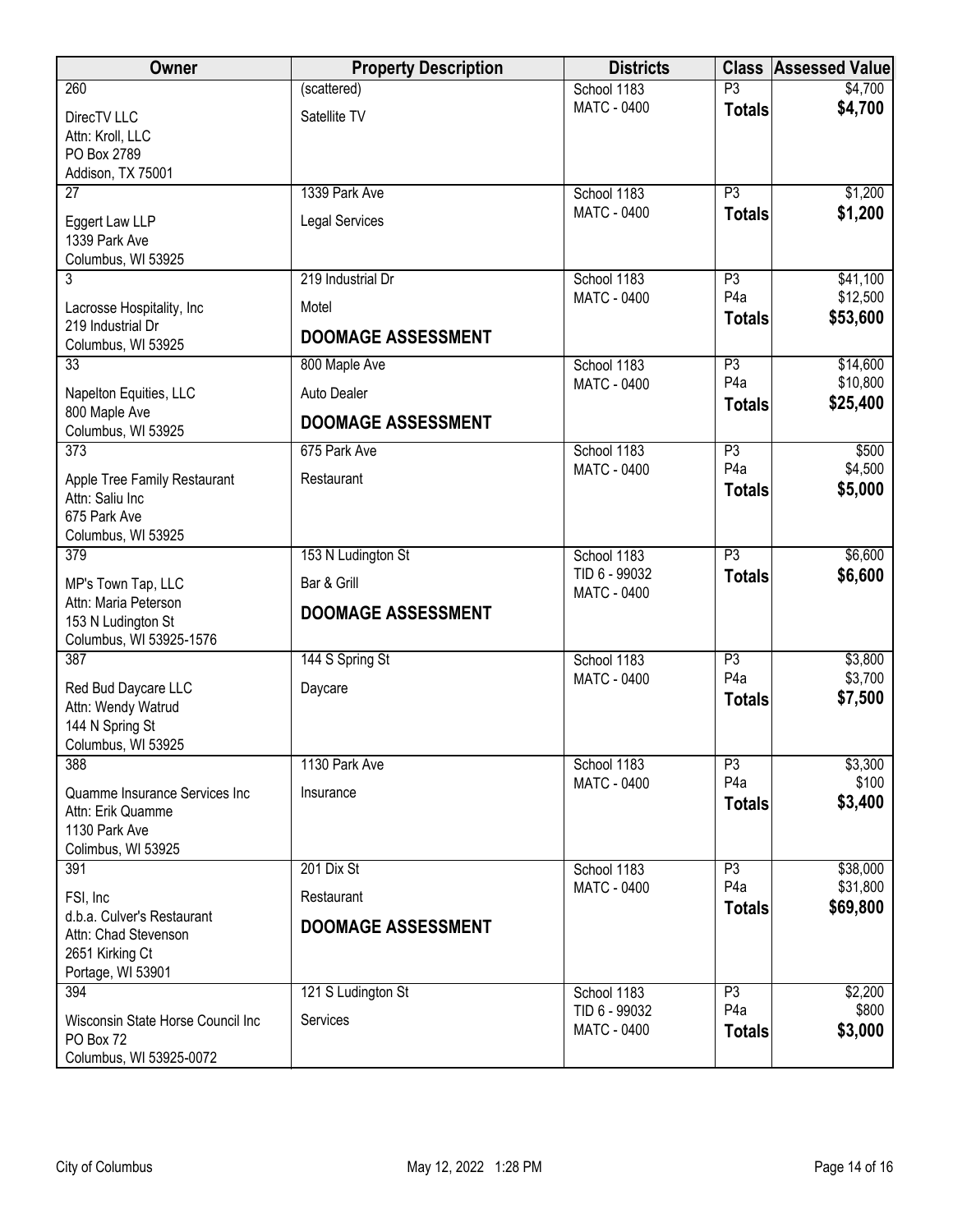| Owner | Property Description | Districts | Class | Assessed Value |
|---|---|---|---|---|
| 260<br>DirecTV LLC<br>Attn: Kroll, LLC<br>PO Box 2789<br>Addison, TX 75001 | (scattered)<br>Satellite TV | School 1183<br>MATC - 0400 | P3<br>**Totals** | $4,700<br>**$4,700** |
| 27<br>Eggert Law LLP<br>1339 Park Ave<br>Columbus, WI 53925 | 1339 Park Ave<br>Legal Services | School 1183<br>MATC - 0400 | P3<br>**Totals** | $1,200<br>**$1,200** |
| 3<br>Lacrosse Hospitality, Inc<br>219 Industrial Dr<br>Columbus, WI 53925 | 219 Industrial Dr<br>Motel<br>**DOOMAGE ASSESSMENT** | School 1183<br>MATC - 0400 | P3<br>P4a<br>**Totals** | $41,100<br>$12,500<br>**$53,600** |
| 33<br>Napelton Equities, LLC<br>800 Maple Ave<br>Columbus, WI 53925 | 800 Maple Ave<br>Auto Dealer<br>**DOOMAGE ASSESSMENT** | School 1183<br>MATC - 0400 | P3<br>P4a<br>**Totals** | $14,600<br>$10,800<br>**$25,400** |
| 373<br>Apple Tree Family Restaurant<br>Attn: Saliu Inc<br>675 Park Ave<br>Columbus, WI 53925 | 675 Park Ave<br>Restaurant | School 1183<br>MATC - 0400 | P3<br>P4a<br>**Totals** | $500<br>$4,500<br>**$5,000** |
| 379<br>MP's Town Tap, LLC<br>Attn: Maria Peterson<br>153 N Ludington St<br>Columbus, WI 53925-1576 | 153 N Ludington St<br>Bar & Grill<br>**DOOMAGE ASSESSMENT** | School 1183<br>TID 6 - 99032<br>MATC - 0400 | P3<br>**Totals** | $6,600<br>**$6,600** |
| 387<br>Red Bud Daycare LLC<br>Attn: Wendy Watrud<br>144 N Spring St<br>Columbus, WI 53925 | 144 S Spring St<br>Daycare | School 1183<br>MATC - 0400 | P3<br>P4a<br>**Totals** | $3,800<br>$3,700<br>**$7,500** |
| 388<br>Quamme Insurance Services Inc<br>Attn: Erik Quamme<br>1130 Park Ave<br>Colimbus, WI 53925 | 1130 Park Ave<br>Insurance | School 1183<br>MATC - 0400 | P3<br>P4a<br>**Totals** | $3,300<br>$100<br>**$3,400** |
| 391<br>FSI, Inc<br>d.b.a. Culver's Restaurant<br>Attn: Chad Stevenson<br>2651 Kirking Ct<br>Portage, WI 53901 | 201 Dix St<br>Restaurant<br>**DOOMAGE ASSESSMENT** | School 1183<br>MATC - 0400 | P3<br>P4a<br>**Totals** | $38,000<br>$31,800<br>**$69,800** |
| 394<br>Wisconsin State Horse Council Inc<br>PO Box 72<br>Columbus, WI 53925-0072 | 121 S Ludington St<br>Services | School 1183<br>TID 6 - 99032<br>MATC - 0400 | P3<br>P4a<br>**Totals** | $2,200<br>$800<br>**$3,000** |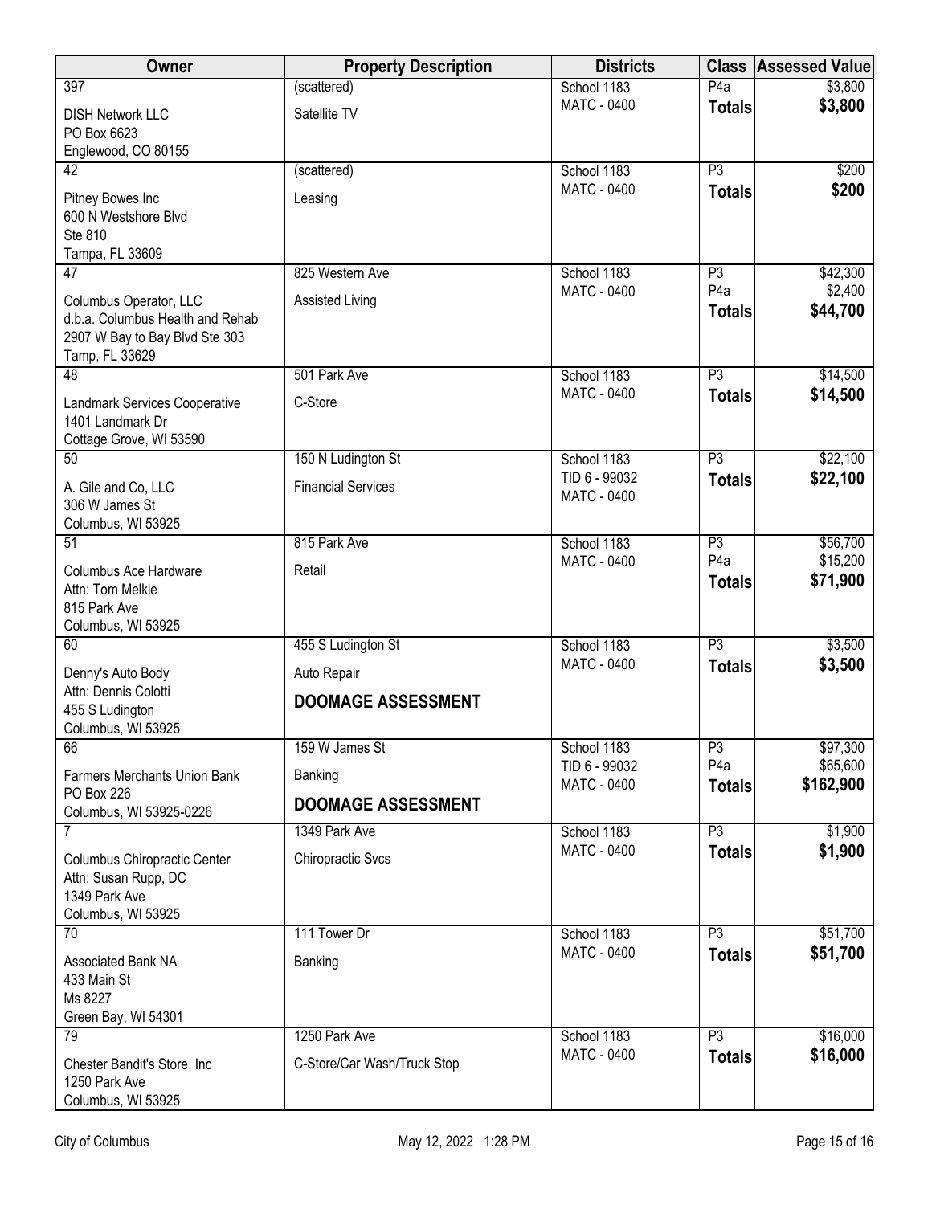| Owner | Property Description | Districts | Class | Assessed Value |
|---|---|---|---|---|
| 397<br>DISH Network LLC<br>PO Box 6623<br>Englewood, CO 80155 | (scattered)<br>Satellite TV | School 1183<br>MATC - 0400 | P4a<br>**Totals** | $3,800<br>**$3,800** |
| 42<br>Pitney Bowes Inc<br>600 N Westshore Blvd<br>Ste 810<br>Tampa, FL 33609 | (scattered)<br>Leasing | School 1183<br>MATC - 0400 | P3<br>**Totals** | $200<br>**$200** |
| 47<br>Columbus Operator, LLC<br>d.b.a. Columbus Health and Rehab<br>2907 W Bay to Bay Blvd Ste 303<br>Tamp, FL 33629 | 825 Western Ave<br>Assisted Living | School 1183<br>MATC - 0400 | P3<br>P4a<br>**Totals** | $42,300<br>$2,400<br>**$44,700** |
| 48<br>Landmark Services Cooperative<br>1401 Landmark Dr<br>Cottage Grove, WI 53590 | 501 Park Ave<br>C-Store | School 1183<br>MATC - 0400 | P3<br>**Totals** | $14,500<br>**$14,500** |
| 50<br>A. Gile and Co, LLC<br>306 W James St<br>Columbus, WI 53925 | 150 N Ludington St<br>Financial Services | School 1183<br>TID 6 - 99032<br>MATC - 0400 | P3<br>**Totals** | $22,100<br>**$22,100** |
| 51<br>Columbus Ace Hardware<br>Attn: Tom Melkie<br>815 Park Ave<br>Columbus, WI 53925 | 815 Park Ave<br>Retail | School 1183<br>MATC - 0400 | P3<br>P4a<br>**Totals** | $56,700<br>$15,200<br>**$71,900** |
| 60<br>Denny's Auto Body<br>Attn: Dennis Colotti<br>455 S Ludington<br>Columbus, WI 53925 | 455 S Ludington St<br>Auto Repair<br>**DOOMAGE ASSESSMENT** | School 1183<br>MATC - 0400 | P3<br>**Totals** | $3,500<br>**$3,500** |
| 66<br>Farmers Merchants Union Bank<br>PO Box 226<br>Columbus, WI 53925-0226 | 159 W James St<br>Banking<br>**DOOMAGE ASSESSMENT** | School 1183<br>TID 6 - 99032<br>MATC - 0400 | P3<br>P4a<br>**Totals** | $97,300<br>$65,600<br>**$162,900** |
| 7<br>Columbus Chiropractic Center<br>Attn: Susan Rupp, DC<br>1349 Park Ave<br>Columbus, WI 53925 | 1349 Park Ave<br>Chiropractic Svcs | School 1183<br>MATC - 0400 | P3<br>**Totals** | $1,900<br>**$1,900** |
| 70<br>Associated Bank NA<br>433 Main St<br>Ms 8227<br>Green Bay, WI 54301 | 111 Tower Dr<br>Banking | School 1183<br>MATC - 0400 | P3<br>**Totals** | $51,700<br>**$51,700** |
| 79<br>Chester Bandit's Store, Inc<br>1250 Park Ave<br>Columbus, WI 53925 | 1250 Park Ave<br>C-Store/Car Wash/Truck Stop | School 1183<br>MATC - 0400 | P3<br>**Totals** | $16,000<br>**$16,000** |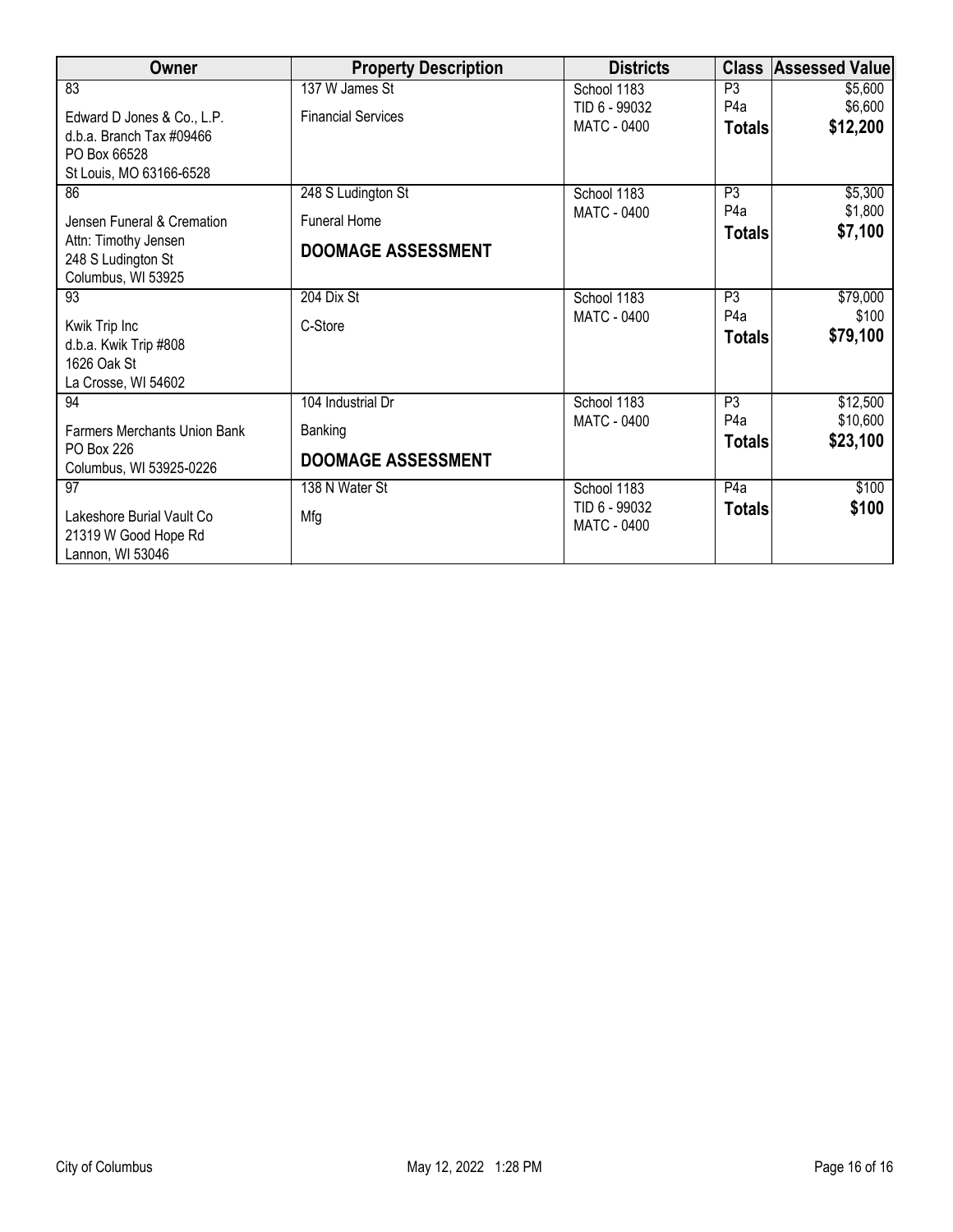| Owner | Property Description | Districts | Class | Assessed Value |
|---|---|---|---|---|
| 83<br>Edward D Jones & Co., L.P.<br>d.b.a. Branch Tax #09466<br>PO Box 66528<br>St Louis, MO 63166-6528 | 137 W James St<br>Financial Services | School 1183<br>TID 6 - 99032<br>MATC - 0400 | P3<br>P4a<br>**Totals** | $5,600<br>$6,600<br>**$12,200** |
| 86<br>Jensen Funeral & Cremation<br>Attn: Timothy Jensen<br>248 S Ludington St<br>Columbus, WI 53925 | 248 S Ludington St<br>Funeral Home<br>**DOOMAGE ASSESSMENT** | School 1183<br>MATC - 0400 | P3<br>P4a<br>**Totals** | $5,300<br>$1,800<br>**$7,100** |
| 93<br>Kwik Trip Inc<br>d.b.a. Kwik Trip #808<br>1626 Oak St<br>La Crosse, WI 54602 | 204 Dix St<br>C-Store | School 1183<br>MATC - 0400 | P3<br>P4a<br>**Totals** | $79,000<br>$100<br>**$79,100** |
| 94<br>Farmers Merchants Union Bank<br>PO Box 226<br>Columbus, WI 53925-0226 | 104 Industrial Dr<br>Banking<br>**DOOMAGE ASSESSMENT** | School 1183<br>MATC - 0400 | P3<br>P4a<br>**Totals** | $12,500<br>$10,600<br>**$23,100** |
| 97<br>Lakeshore Burial Vault Co<br>21319 W Good Hope Rd<br>Lannon, WI 53046 | 138 N Water St<br>Mfg | School 1183<br>TID 6 - 99032<br>MATC - 0400 | P4a<br>**Totals** | $100<br>**$100** |